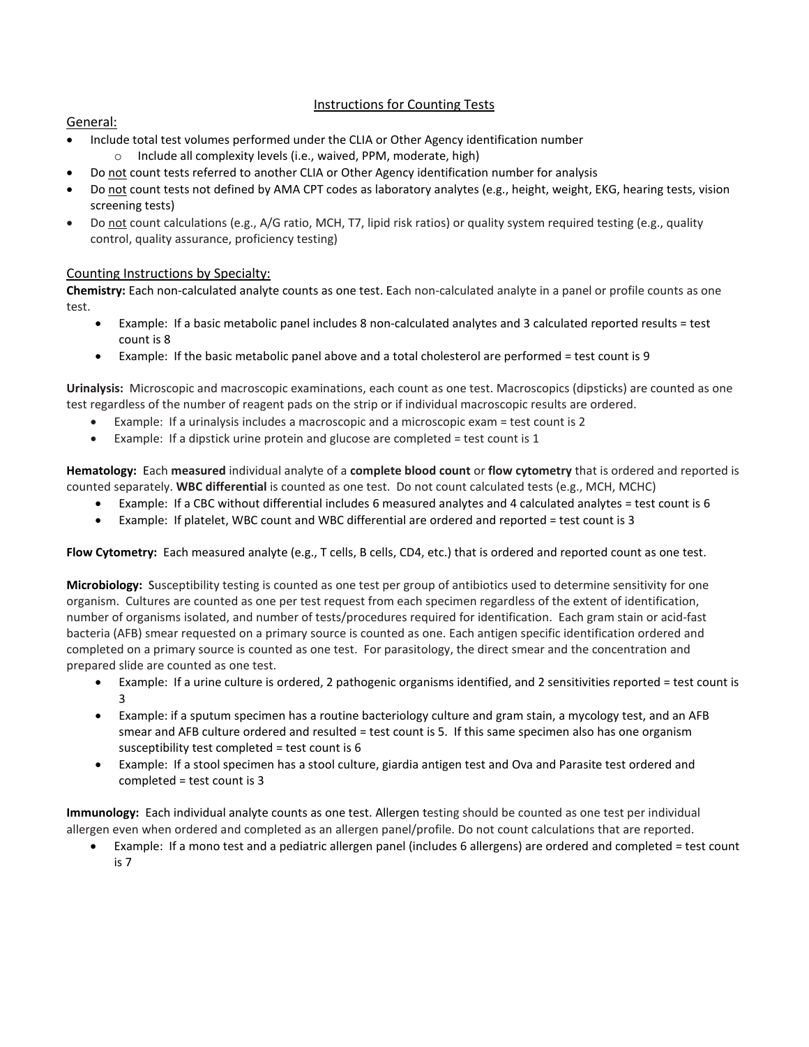# Instructions for Counting Tests

## General:

- Include total test volumes performed under the CLIA or Other Agency identification number
  - Include all complexity levels (i.e., waived, PPM, moderate, high)
- Do not count tests referred to another CLIA or Other Agency identification number for analysis
- Do not count tests not defined by AMA CPT codes as laboratory analytes (e.g., height, weight, EKG, hearing tests, vision screening tests)
- Do not count calculations (e.g., A/G ratio, MCH, T7, lipid risk ratios) or quality system required testing (e.g., quality control, quality assurance, proficiency testing)

## Counting Instructions by Specialty:

**Chemistry:** Each non-calculated analyte counts as one test. Each non-calculated analyte in a panel or profile counts as one test.

- Example: If a basic metabolic panel includes 8 non-calculated analytes and 3 calculated reported results = test count is 8
- Example: If the basic metabolic panel above and a total cholesterol are performed = test count is 9

**Urinalysis:** Microscopic and macroscopic examinations, each count as one test. Macroscopics (dipsticks) are counted as one test regardless of the number of reagent pads on the strip or if individual macroscopic results are ordered.

- Example: If a urinalysis includes a macroscopic and a microscopic exam = test count is 2
- Example: If a dipstick urine protein and glucose are completed = test count is 1

**Hematology:** Each **measured** individual analyte of a **complete blood count** or **flow cytometry** that is ordered and reported is counted separately. **WBC differential** is counted as one test. Do not count calculated tests (e.g., MCH, MCHC)

- Example: If a CBC without differential includes 6 measured analytes and 4 calculated analytes = test count is 6
- Example: If platelet, WBC count and WBC differential are ordered and reported = test count is 3

**Flow Cytometry:** Each measured analyte (e.g., T cells, B cells, CD4, etc.) that is ordered and reported count as one test.

**Microbiology:** Susceptibility testing is counted as one test per group of antibiotics used to determine sensitivity for one organism. Cultures are counted as one per test request from each specimen regardless of the extent of identification, number of organisms isolated, and number of tests/procedures required for identification. Each gram stain or acid-fast bacteria (AFB) smear requested on a primary source is counted as one. Each antigen specific identification ordered and completed on a primary source is counted as one test. For parasitology, the direct smear and the concentration and prepared slide are counted as one test.

- Example: If a urine culture is ordered, 2 pathogenic organisms identified, and 2 sensitivities reported = test count is 3
- Example: if a sputum specimen has a routine bacteriology culture and gram stain, a mycology test, and an AFB smear and AFB culture ordered and resulted = test count is 5. If this same specimen also has one organism susceptibility test completed = test count is 6
- Example: If a stool specimen has a stool culture, giardia antigen test and Ova and Parasite test ordered and completed = test count is 3

**Immunology:** Each individual analyte counts as one test. Allergen testing should be counted as one test per individual allergen even when ordered and completed as an allergen panel/profile. Do not count calculations that are reported.

- Example: If a mono test and a pediatric allergen panel (includes 6 allergens) are ordered and completed = test count is 7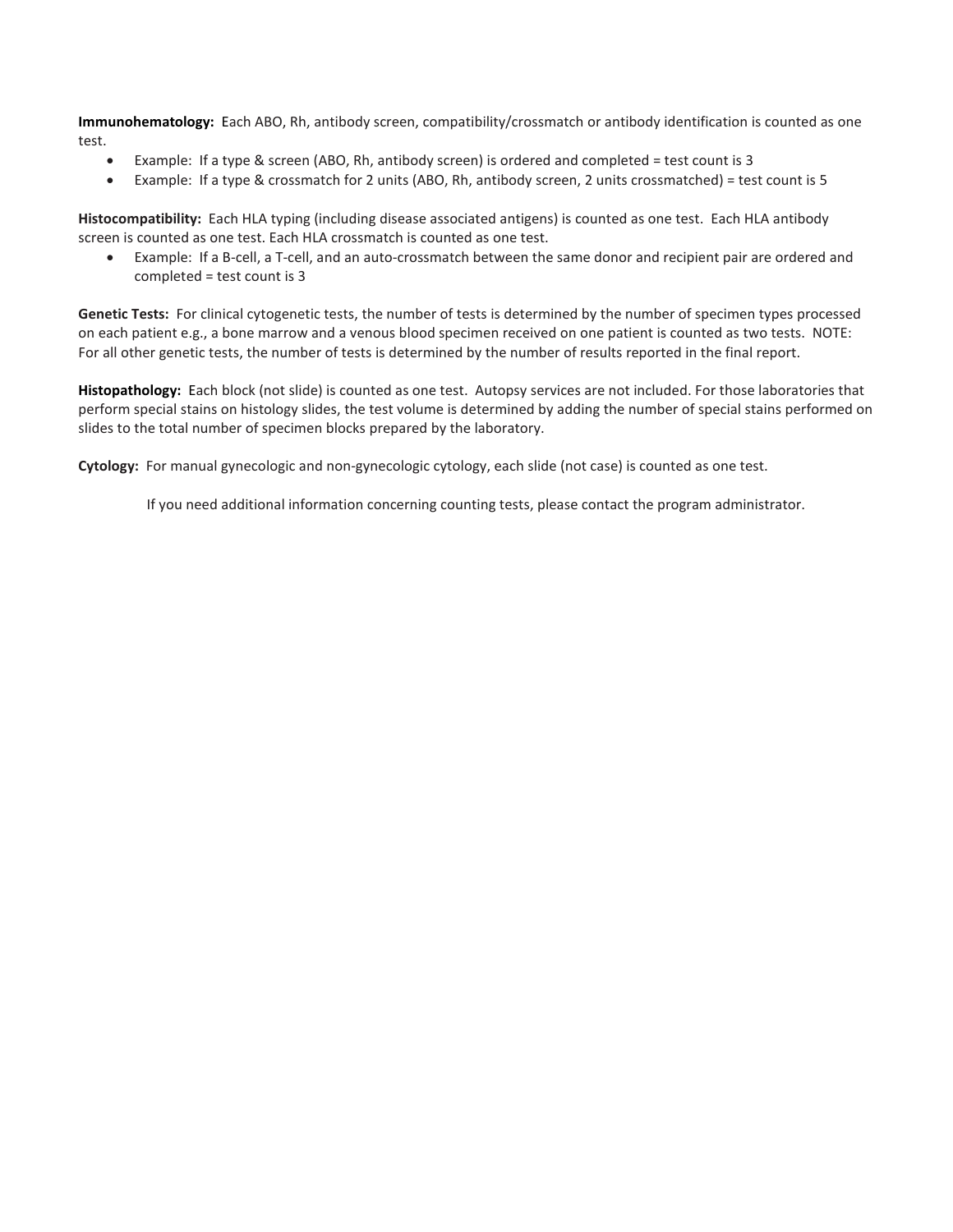**Immunohematology:** Each ABO, Rh, antibody screen, compatibility/crossmatch or antibody identification is counted as one test.

- Example: If a type & screen (ABO, Rh, antibody screen) is ordered and completed = test count is 3
- Example: If a type & crossmatch for 2 units (ABO, Rh, antibody screen, 2 units crossmatched) = test count is 5

**Histocompatibility:** Each HLA typing (including disease associated antigens) is counted as one test. Each HLA antibody screen is counted as one test. Each HLA crossmatch is counted as one test.

- Example: If a B-cell, a T-cell, and an auto-crossmatch between the same donor and recipient pair are ordered and completed = test count is 3

**Genetic Tests:** For clinical cytogenetic tests, the number of tests is determined by the number of specimen types processed on each patient e.g., a bone marrow and a venous blood specimen received on one patient is counted as two tests. NOTE: For all other genetic tests, the number of tests is determined by the number of results reported in the final report.

**Histopathology:** Each block (not slide) is counted as one test. Autopsy services are not included. For those laboratories that perform special stains on histology slides, the test volume is determined by adding the number of special stains performed on slides to the total number of specimen blocks prepared by the laboratory.

**Cytology:** For manual gynecologic and non-gynecologic cytology, each slide (not case) is counted as one test.

If you need additional information concerning counting tests, please contact the program administrator.